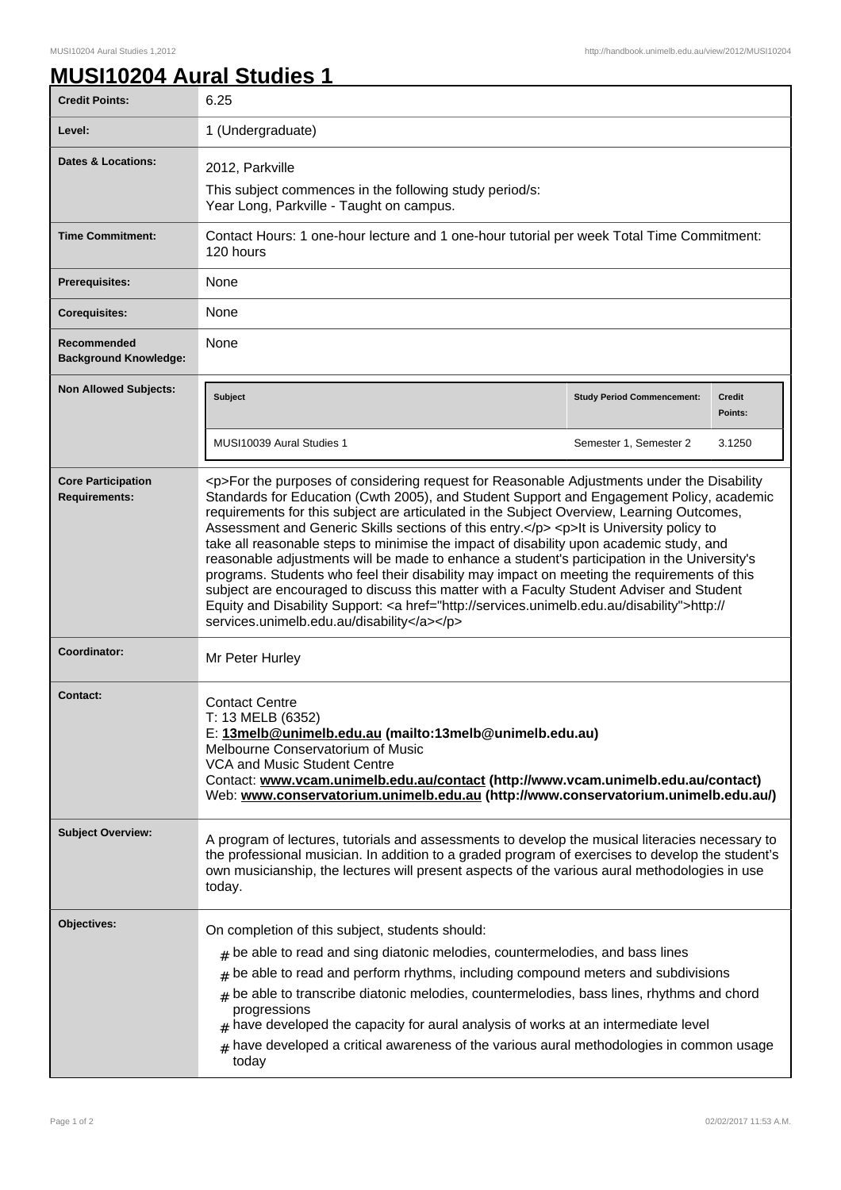# MUSI10204 Aural Studies 1

| | |
|---|---|
| **Credit Points:** | 6.25 |
| **Level:** | 1 (Undergraduate) |
| **Dates & Locations:** | 2012, Parkville<br>This subject commences in the following study period/s:<br>Year Long, Parkville - Taught on campus. |
| **Time Commitment:** | Contact Hours: 1 one-hour lecture and 1 one-hour tutorial per week Total Time Commitment: 120 hours |
| **Prerequisites:** | None |
| **Corequisites:** | None |
| **Recommended Background Knowledge:** | None |
| **Non Allowed Subjects:** | **Subject**: MUSI10039 Aural Studies 1; **Study Period Commencement**: Semester 1, Semester 2; **Credit Points**: 3.1250 |
| **Core Participation Requirements:** | <p>For the purposes of considering request for Reasonable Adjustments under the Disability Standards for Education (Cwth 2005), and Student Support and Engagement Policy, academic requirements for this subject are articulated in the Subject Overview, Learning Outcomes, Assessment and Generic Skills sections of this entry.</p> <p>It is University policy to take all reasonable steps to minimise the impact of disability upon academic study, and reasonable adjustments will be made to enhance a student's participation in the University's programs. Students who feel their disability may impact on meeting the requirements of this subject are encouraged to discuss this matter with a Faculty Student Adviser and Student Equity and Disability Support: <a href="http://services.unimelb.edu.au/disability">http://services.unimelb.edu.au/disability</a></p> |
| **Coordinator:** | Mr Peter Hurley |
| **Contact:** | Contact Centre<br>T: 13 MELB (6352)<br>E: **13melb@unimelb.edu.au (mailto:13melb@unimelb.edu.au)**<br>Melbourne Conservatorium of Music<br>VCA and Music Student Centre<br>Contact: **www.vcam.unimelb.edu.au/contact (http://www.vcam.unimelb.edu.au/contact)**<br>Web: **www.conservatorium.unimelb.edu.au (http://www.conservatorium.unimelb.edu.au/)** |
| **Subject Overview:** | A program of lectures, tutorials and assessments to develop the musical literacies necessary to the professional musician. In addition to a graded program of exercises to develop the student's own musicianship, the lectures will present aspects of the various aural methodologies in use today. |
| **Objectives:** | On completion of this subject, students should:<br># be able to read and sing diatonic melodies, countermelodies, and bass lines<br># be able to read and perform rhythms, including compound meters and subdivisions<br># be able to transcribe diatonic melodies, countermelodies, bass lines, rhythms and chord progressions<br># have developed the capacity for aural analysis of works at an intermediate level<br># have developed a critical awareness of the various aural methodologies in common usage today |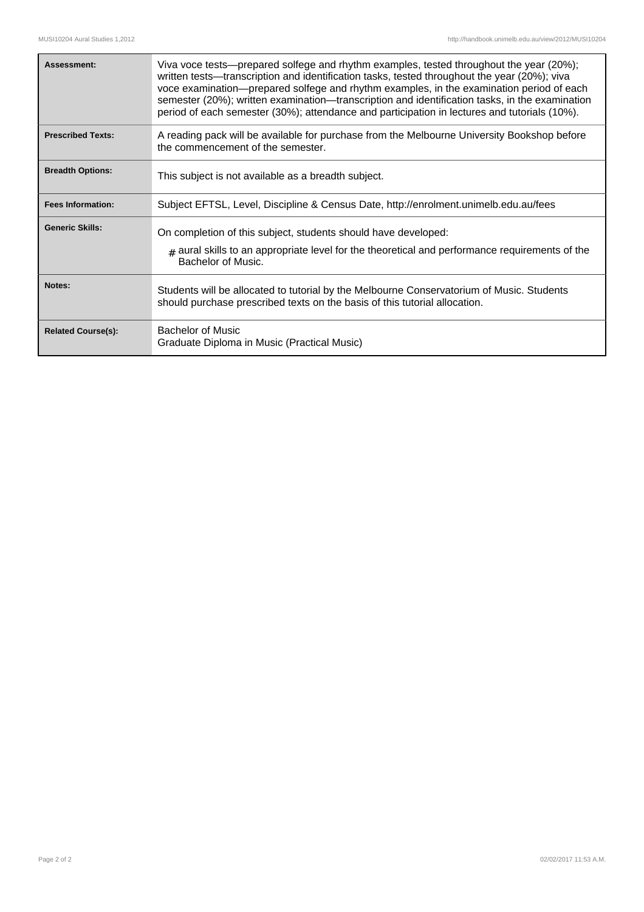| | |
|---|---|
| **Assessment:** | Viva voce tests—prepared solfege and rhythm examples, tested throughout the year (20%); written tests—transcription and identification tasks, tested throughout the year (20%); viva voce examination—prepared solfege and rhythm examples, in the examination period of each semester (20%); written examination—transcription and identification tasks, in the examination period of each semester (30%); attendance and participation in lectures and tutorials (10%). |
| **Prescribed Texts:** | A reading pack will be available for purchase from the Melbourne University Bookshop before the commencement of the semester. |
| **Breadth Options:** | This subject is not available as a breadth subject. |
| **Fees Information:** | Subject EFTSL, Level, Discipline & Census Date, http://enrolment.unimelb.edu.au/fees |
| **Generic Skills:** | On completion of this subject, students should have developed: <br> # aural skills to an appropriate level for the theoretical and performance requirements of the Bachelor of Music. |
| **Notes:** | Students will be allocated to tutorial by the Melbourne Conservatorium of Music. Students should purchase prescribed texts on the basis of this tutorial allocation. |
| **Related Course(s):** | Bachelor of Music <br> Graduate Diploma in Music (Practical Music) |